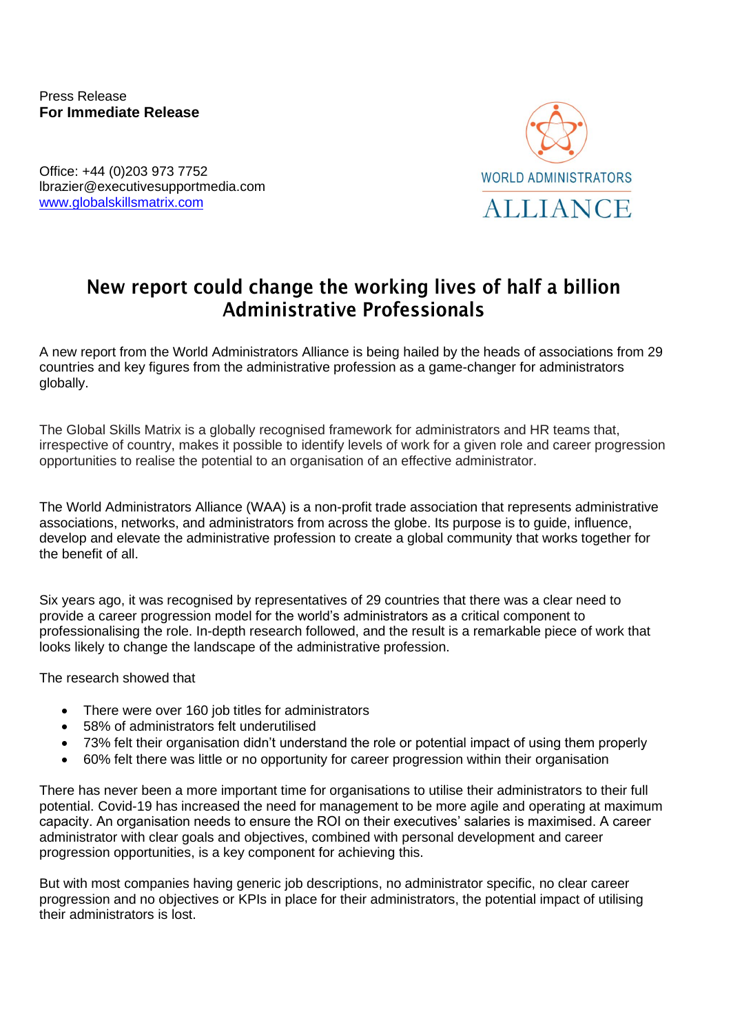Press Release
**For Immediate Release**

Office: +44 (0)203 973 7752
lbrazier@executivesupportmedia.com
www.globalskillsmatrix.com

WORLD ADMINISTRATORS
ALLIANCE

# New report could change the working lives of half a billion Administrative Professionals

A new report from the World Administrators Alliance is being hailed by the heads of associations from 29 countries and key figures from the administrative profession as a game-changer for administrators globally.

The Global Skills Matrix is a globally recognised framework for administrators and HR teams that, irrespective of country, makes it possible to identify levels of work for a given role and career progression opportunities to realise the potential to an organisation of an effective administrator.

The World Administrators Alliance (WAA) is a non-profit trade association that represents administrative associations, networks, and administrators from across the globe. Its purpose is to guide, influence, develop and elevate the administrative profession to create a global community that works together for the benefit of all.

Six years ago, it was recognised by representatives of 29 countries that there was a clear need to provide a career progression model for the world's administrators as a critical component to professionalising the role. In-depth research followed, and the result is a remarkable piece of work that looks likely to change the landscape of the administrative profession.

The research showed that

- There were over 160 job titles for administrators
- 58% of administrators felt underutilised
- 73% felt their organisation didn't understand the role or potential impact of using them properly
- 60% felt there was little or no opportunity for career progression within their organisation

There has never been a more important time for organisations to utilise their administrators to their full potential. Covid-19 has increased the need for management to be more agile and operating at maximum capacity. An organisation needs to ensure the ROI on their executives' salaries is maximised. A career administrator with clear goals and objectives, combined with personal development and career progression opportunities, is a key component for achieving this.

But with most companies having generic job descriptions, no administrator specific, no clear career progression and no objectives or KPIs in place for their administrators, the potential impact of utilising their administrators is lost.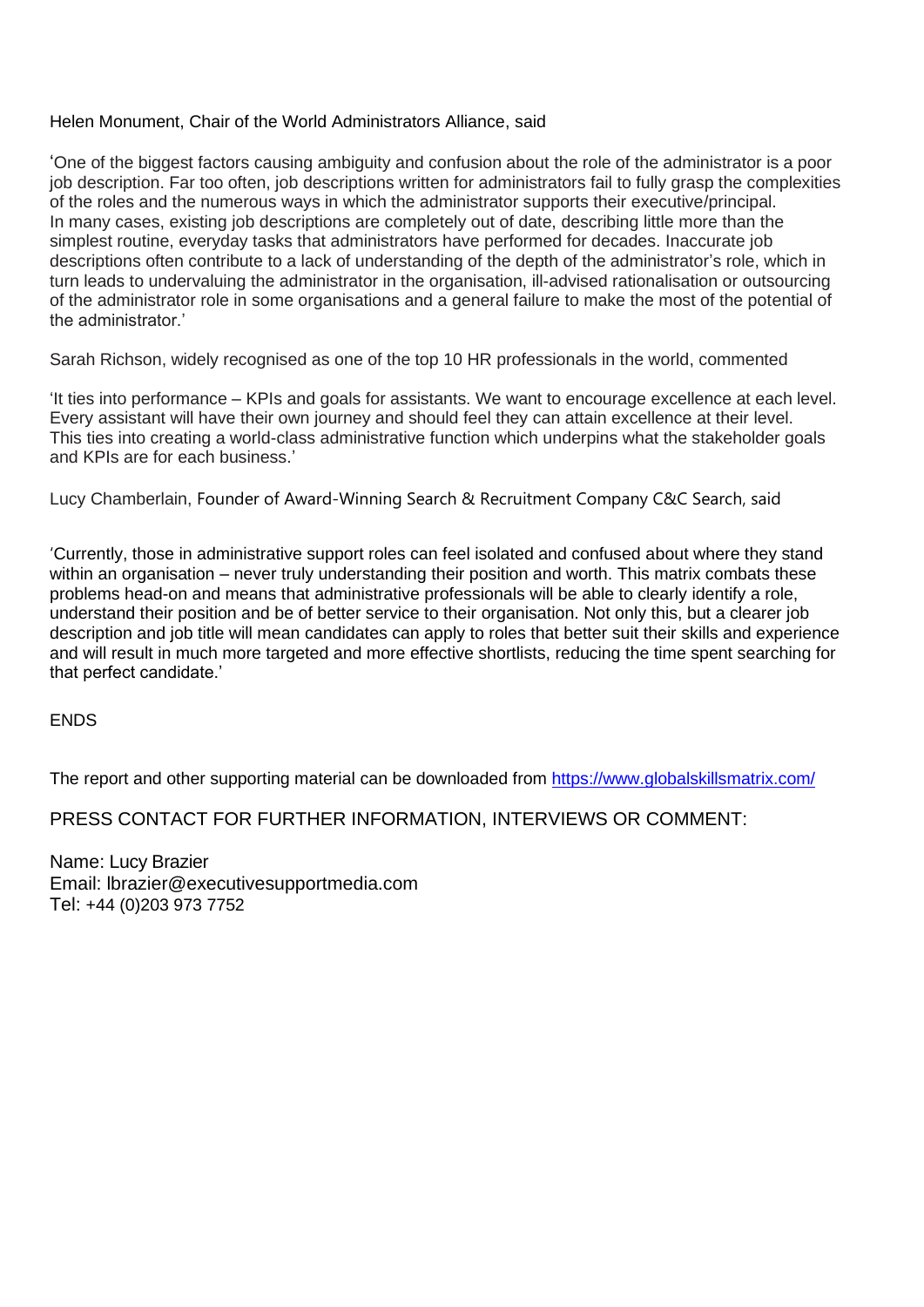Helen Monument, Chair of the World Administrators Alliance, said

'One of the biggest factors causing ambiguity and confusion about the role of the administrator is a poor job description. Far too often, job descriptions written for administrators fail to fully grasp the complexities of the roles and the numerous ways in which the administrator supports their executive/principal. In many cases, existing job descriptions are completely out of date, describing little more than the simplest routine, everyday tasks that administrators have performed for decades. Inaccurate job descriptions often contribute to a lack of understanding of the depth of the administrator's role, which in turn leads to undervaluing the administrator in the organisation, ill-advised rationalisation or outsourcing of the administrator role in some organisations and a general failure to make the most of the potential of the administrator.'

Sarah Richson, widely recognised as one of the top 10 HR professionals in the world, commented

'It ties into performance – KPIs and goals for assistants. We want to encourage excellence at each level. Every assistant will have their own journey and should feel they can attain excellence at their level. This ties into creating a world-class administrative function which underpins what the stakeholder goals and KPIs are for each business.'

Lucy Chamberlain, Founder of Award-Winning Search & Recruitment Company C&C Search, said

'Currently, those in administrative support roles can feel isolated and confused about where they stand within an organisation – never truly understanding their position and worth. This matrix combats these problems head-on and means that administrative professionals will be able to clearly identify a role, understand their position and be of better service to their organisation. Not only this, but a clearer job description and job title will mean candidates can apply to roles that better suit their skills and experience and will result in much more targeted and more effective shortlists, reducing the time spent searching for that perfect candidate.'

ENDS

The report and other supporting material can be downloaded from https://www.globalskillsmatrix.com/

PRESS CONTACT FOR FURTHER INFORMATION, INTERVIEWS OR COMMENT:

Name: Lucy Brazier
Email: lbrazier@executivesupportmedia.com
Tel: +44 (0)203 973 7752